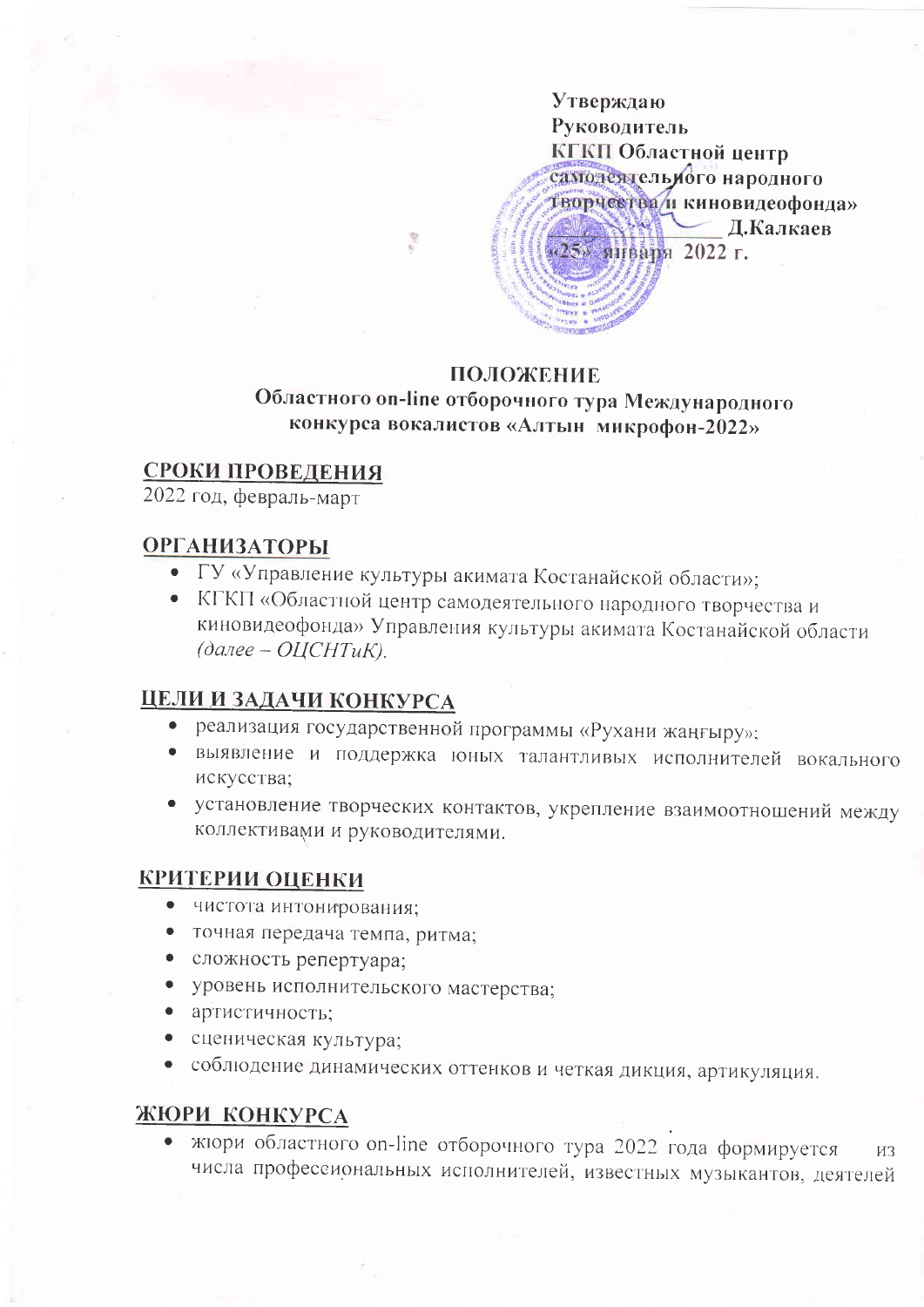**Утверждаю**
**Руководитель**
**КГКП Областной центр самодеятельного народного творчества и киновидеофонда»**
**\_\_\_\_\_\_\_\_\_\_ Д.Калкаев**
**«25» января 2022 г.**

# ПОЛОЖЕНИЕ
## Областного on-line отборочного тура Международного конкурса вокалистов «Алтын микрофон-2022»

## СРОКИ ПРОВЕДЕНИЯ

2022 год, февраль-март

## ОРГАНИЗАТОРЫ

- ГУ «Управление культуры акимата Костанайской области»;
- КГКП «Областной центр самодеятельного народного творчества и киновидеофонда» Управления культуры акимата Костанайской области *(далее – ОЦСНТиК).*

## ЦЕЛИ И ЗАДАЧИ КОНКУРСА

- реализация государственной программы «Рухани жаңғыру»;
- выявление и поддержка юных талантливых исполнителей вокального искусства;
- установление творческих контактов, укрепление взаимоотношений между коллективами и руководителями.

## КРИТЕРИИ ОЦЕНКИ

- чистота интонирования;
- точная передача темпа, ритма;
- сложность репертуара;
- уровень исполнительского мастерства;
- артистичность;
- сценическая культура;
- соблюдение динамических оттенков и четкая дикция, артикуляция.

## ЖЮРИ КОНКУРСА

- жюри областного on-line отборочного тура 2022 года формируется из числа профессиональных исполнителей, известных музыкантов, деятелей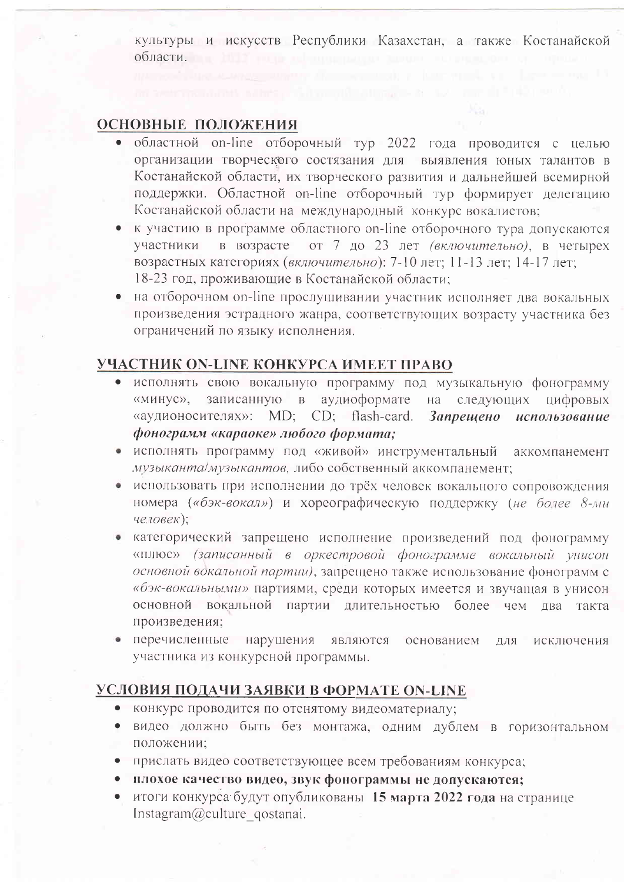культуры и искусств Республики Казахстан, а также Костанайской области.

## ОСНОВНЫЕ ПОЛОЖЕНИЯ

- областной on-line отборочный тур 2022 года проводится с целью организации творческого состязания для выявления юных талантов в Костанайской области, их творческого развития и дальнейшей всемирной поддержки. Областной on-line отборочный тур формирует делегацию Костанайской области на международный конкурс вокалистов;
- к участию в программе областного on-line отборочного тура допускаются участники в возрасте от 7 до 23 лет *(включительно)*, в четырех возрастных категориях (*включительно*): 7-10 лет; 11-13 лет; 14-17 лет; 18-23 год, проживающие в Костанайской области;
- на отборочном on-line прослушивании участник исполняет два вокальных произведения эстрадного жанра, соответствующих возрасту участника без ограничений по языку исполнения.

## УЧАСТНИК ON-LINE КОНКУРСА ИМЕЕТ ПРАВО

- исполнять свою вокальную программу под музыкальную фонограмму «минус», записанную в аудиоформате на следующих цифровых «аудионосителях»: MD; CD; flash-card. ***Запрещено использование фонограмм «караоке» любого формата;***
- исполнять программу под «живой» инструментальный аккомпанемент *музыканта/музыкантов*, либо собственный аккомпанемент;
- использовать при исполнении до трёх человек вокального сопровождения номера (*«бэк-вокал»*) и хореографическую поддержку (*не более 8-ми человек*);
- категорический запрещено исполнение произведений под фонограмму «плюс» *(записанный в оркестровой фонограмме вокальный унисон основной вокальной партии)*, запрещено также использование фонограмм с *«бэк-вокальными»* партиями, среди которых имеется и звучащая в унисон основной вокальной партии длительностью более чем два такта произведения;
- перечисленные нарушения являются основанием для исключения участника из конкурсной программы.

## УСЛОВИЯ ПОДАЧИ ЗАЯВКИ В ФОРМАТЕ ON-LINE

- конкурс проводится по отснятому видеоматериалу;
- видео должно быть без монтажа, одним дублем в горизонтальном положении;
- прислать видео соответствующее всем требованиям конкурса;
- **плохое качество видео, звук фонограммы не допускаются;**
- итоги конкурса будут опубликованы **15 марта 2022 года** на странице Instagram@culture_qostanai.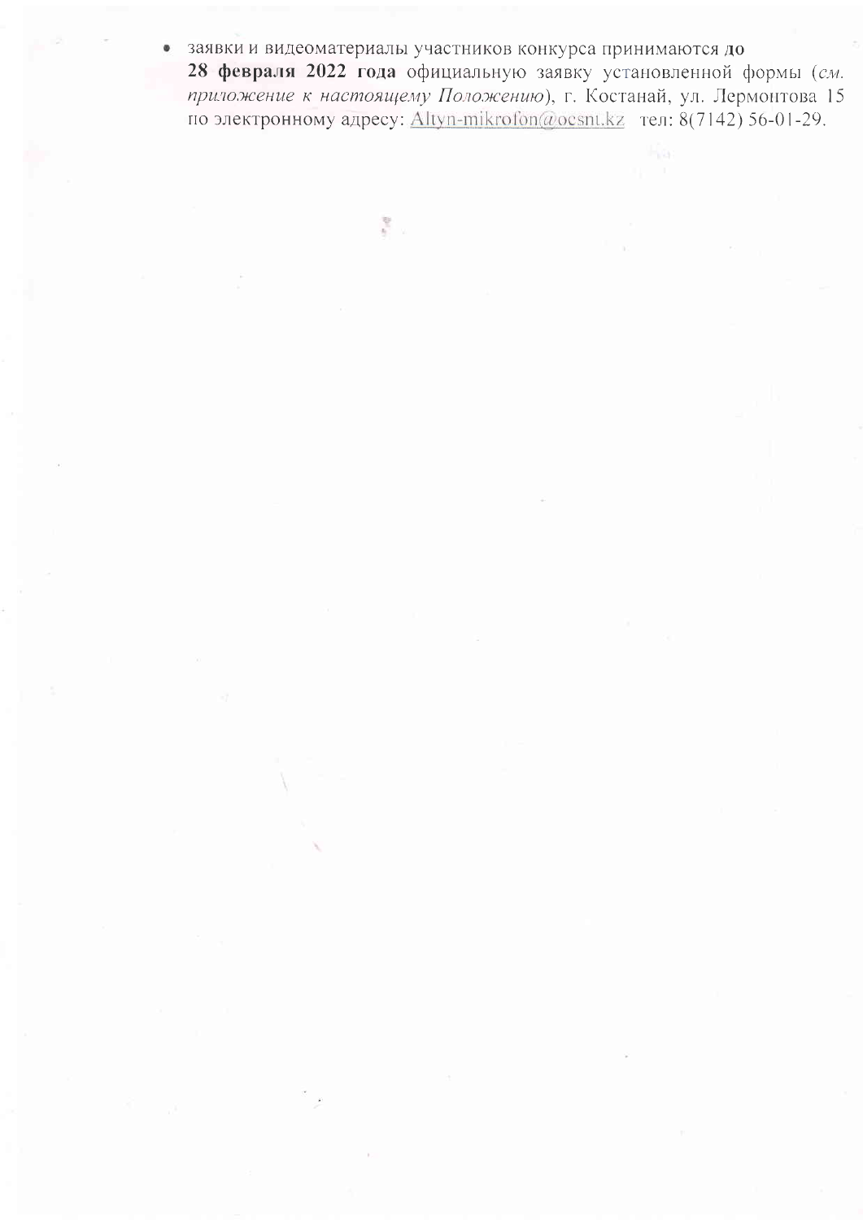- заявки и видеоматериалы участников конкурса принимаются до **28 февраля 2022 года** официальную заявку установленной формы (*см. приложение к настоящему Положению*), г. Костанай, ул. Лермонтова 15 по электронному адресу: Altyn-mikrofon@ocsnt.kz тел: 8(7142) 56-01-29.